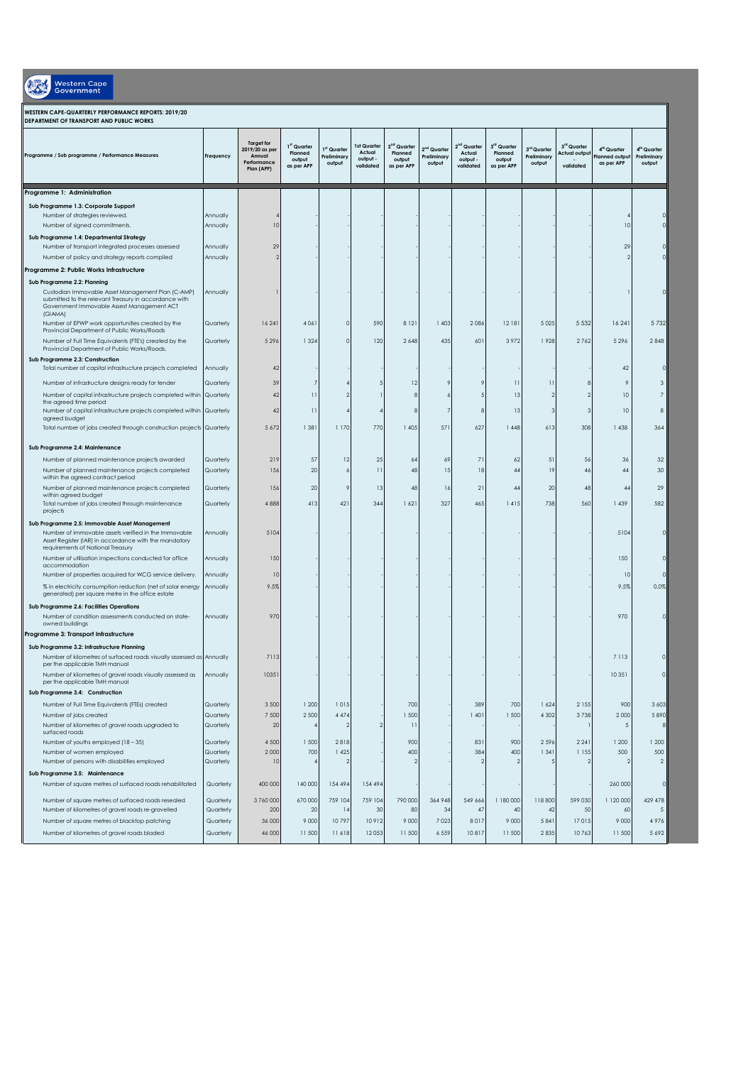Western Cape Government

**WESTERN CAPE-QUARTERLY PERFORMANCE REPORTS: 2019/20**
**DEPARTMENT OF TRANSPORT AND PUBLIC WORKS**

| Programme / Sub programme / Performance Measures | Frequency | Target for 2019/20 as per Annual Performance Plan (APP) | 1st Quarter Planned output as per APP | 1st Quarter Preliminary output | 1st Quarter Actual output - validated | 2nd Quarter Planned output as per APP | 2nd Quarter Preliminary output | 2nd Quarter Actual output - validated | 3rd Quarter Planned output as per APP | 3rd Quarter Preliminary output | 3rd Quarter Actual output - validated | 4th Quarter Planned output as per APP | 4th Quarter Preliminary output |
|---|---|---|---|---|---|---|---|---|---|---|---|---|---|
| **Programme 1: Administration** | | | | | | | | | | | | | |
| **Sub Programme 1.3: Corporate Support** | | | | | | | | | | | | | |
| Number of strategies reviewed. | Annually | 4 | - | - | - | - | - | - | - | - | - | 4 | 0 |
| Number of signed commitments. | Annually | 10 | - | - | - | - | - | - | - | - | - | 10 | 0 |
| **Sub Programme 1.4: Departmental Strategy** | | | | | | | | | | | | | |
| Number of transport integrated processes assessed | Annually | 29 | - | - | - | - | - | - | - | - | - | 29 | 0 |
| Number of policy and strategy reports compiled | Annually | 2 | - | - | - | - | - | - | - | - | - | 2 | 0 |
| **Programme 2: Public Works Infrastructure** | | | | | | | | | | | | | |
| **Sub Programme 2.2: Planning** | | | | | | | | | | | | | |
| Custodian Immovable Asset Management Plan (C-AMP) submitted to the relevant Treasury in accordance with Government Immovable Asset Management ACT (GIAMA) | Annually | 1 | - | - | - | - | - | - | - | - | - | 1 | 0 |
| Number of EPWP work opportunities created by the Provincial Department of Public Works/Roads | Quarterly | 16 241 | 4 061 | 0 | 590 | 8 121 | 1 403 | 2 086 | 12 181 | 5 025 | 5 532 | 16 241 | 5 732 |
| Number of Full Time Equivalents (FTE's) created by the Provincial Department of Public Works/Roads. | Quarterly | 5 296 | 1 324 | 0 | 120 | 2 648 | 435 | 601 | 3 972 | 1 928 | 2 762 | 5 296 | 2 848 |
| **Sub Programme 2.3: Construction** | | | | | | | | | | | | | |
| Total number of capital infrastructure projects completed | Annually | 42 | - | - | - | - | - | - | - | - | - | 42 | 0 |
| Number of infrastructure designs ready for tender | Quarterly | 39 | 7 | 4 | 5 | 12 | 9 | 9 | 11 | 11 | 8 | 9 | 3 |
| Number of capital infrastructure projects completed within the agreed time period | Quarterly | 42 | 11 | 2 | 1 | 8 | 6 | 5 | 13 | 2 | 2 | 10 | 7 |
| Number of capital infrastructure projects completed within agreed budget | Quarterly | 42 | 11 | 4 | 4 | 8 | 7 | 8 | 13 | 3 | 3 | 10 | 8 |
| Total number of jobs created through construction projects | Quarterly | 5 672 | 1 381 | 1 170 | 770 | 1 405 | 571 | 627 | 1 448 | 613 | 308 | 1 438 | 364 |
| **Sub Programme 2.4: Maintenance** | | | | | | | | | | | | | |
| Number of planned maintenance projects awarded | Quarterly | 219 | 57 | 12 | 25 | 64 | 69 | 71 | 62 | 51 | 56 | 36 | 32 |
| Number of planned maintenance projects completed within the agreed contract period | Quarterly | 156 | 20 | 6 | 11 | 48 | 15 | 18 | 44 | 19 | 46 | 44 | 30 |
| Number of planned maintenance projects completed within agreed budget | Quarterly | 156 | 20 | 9 | 13 | 48 | 16 | 21 | 44 | 20 | 48 | 44 | 29 |
| Total number of jobs created through maintenance projects | Quarterly | 4 888 | 413 | 421 | 344 | 1 621 | 327 | 465 | 1 415 | 738 | 560 | 1 439 | 582 |
| **Sub Programme 2.5: Immovable Asset Management** | | | | | | | | | | | | | |
| Number of immovable assets verified in the Immovable Asset Register (IAR) in accordance with the mandatory requirements of National Treasury | Annually | 5104 | - | - | - | - | - | - | - | - | - | 5104 | 0 |
| Number of utilisation inspections conducted for office accommodation | Annually | 150 | - | - | - | - | - | - | - | - | - | 150 | 0 |
| Number of properties acquired for WCG service delivery. | Annually | 10 | - | - | - | - | - | - | - | - | - | 10 | 0 |
| % in electricity consumption reduction (net of solar energy generated) per square metre in the office estate | Annually | 9.5% | - | - | - | - | - | - | - | - | - | 9.5% | 0.0% |
| **Sub Programme 2.6: Facilities Operations** | | | | | | | | | | | | | |
| Number of condition assessments conducted on state-owned buildings | Annually | 970 | - | - | - | - | - | - | - | - | - | 970 | 0 |
| **Programme 3: Transport Infrastructure** | | | | | | | | | | | | | |
| **Sub Programme 3.2: Infrastructure Planning** | | | | | | | | | | | | | |
| Number of kilometres of surfaced roads visually assessed as per the applicable TMH manual | Annually | 7113 | - | - | - | - | - | - | - | - | - | 7 113 | 0 |
| Number of kilometres of gravel roads visually assessed as per the applicable TMH manual | Annually | 10351 | - | - | - | - | - | - | - | - | - | 10 351 | 0 |
| **Sub Programme 3.4: Construction** | | | | | | | | | | | | | |
| Number of Full Time Equivalents (FTEs) created | Quarterly | 3 500 | 1 200 | 1 015 | | 700 | | 389 | 700 | 1 624 | 2 155 | 900 | 3 603 |
| Number of jobs created | Quarterly | 7 500 | 2 500 | 4 474 | | 1 500 | | 1 401 | 1 500 | 4 302 | 3 738 | 2 000 | 5 890 |
| Number of kilometres of gravel roads upgraded to surfaced roads | Quarterly | 20 | 4 | 2 | 2 | 11 | | - | - | - | 1 | 5 | 8 |
| Number of youths employed (18 – 35) | Quarterly | 4 500 | 1 500 | 2 818 | | 900 | | 831 | 900 | 2 596 | 2 241 | 1 200 | 1 200 |
| Number of women employed | Quarterly | 2 000 | 700 | 1 425 | | 400 | | 384 | 400 | 1 341 | 1 155 | 500 | 500 |
| Number of persons with disabilities employed | Quarterly | 10 | 4 | 2 | | 2 | | 2 | 2 | 5 | 2 | 2 | 2 |
| **Sub Programme 3.5: Maintenance** | | | | | | | | | | | | | |
| Number of square metres of surfaced roads rehabilitated | Quarterly | 400 000 | 140 000 | 154 494 | 154 494 | - | - | - | - | - | - | 260 000 | 0 |
| Number of square metres of surfaced roads resealed | Quarterly | 3 760 000 | 670 000 | 759 104 | 759 104 | 790 000 | 364 948 | 549 666 | 1 180 000 | 118 800 | 599 030 | 1 120 000 | 429 478 |
| Number of kilometres of gravel roads re-gravelled | Quarterly | 200 | 20 | 14 | 30 | 80 | 34 | 47 | 40 | 42 | 50 | 60 | 5 |
| Number of square metres of blacktop patching | Quarterly | 36 000 | 9 000 | 10 797 | 10 912 | 9 000 | 7 023 | 8 017 | 9 000 | 5 841 | 17 015 | 9 000 | 4 976 |
| Number of kilometres of gravel roads bladed | Quarterly | 46 000 | 11 500 | 11 618 | 12 053 | 11 500 | 6 559 | 10 817 | 11 500 | 2 835 | 10 763 | 11 500 | 5 692 |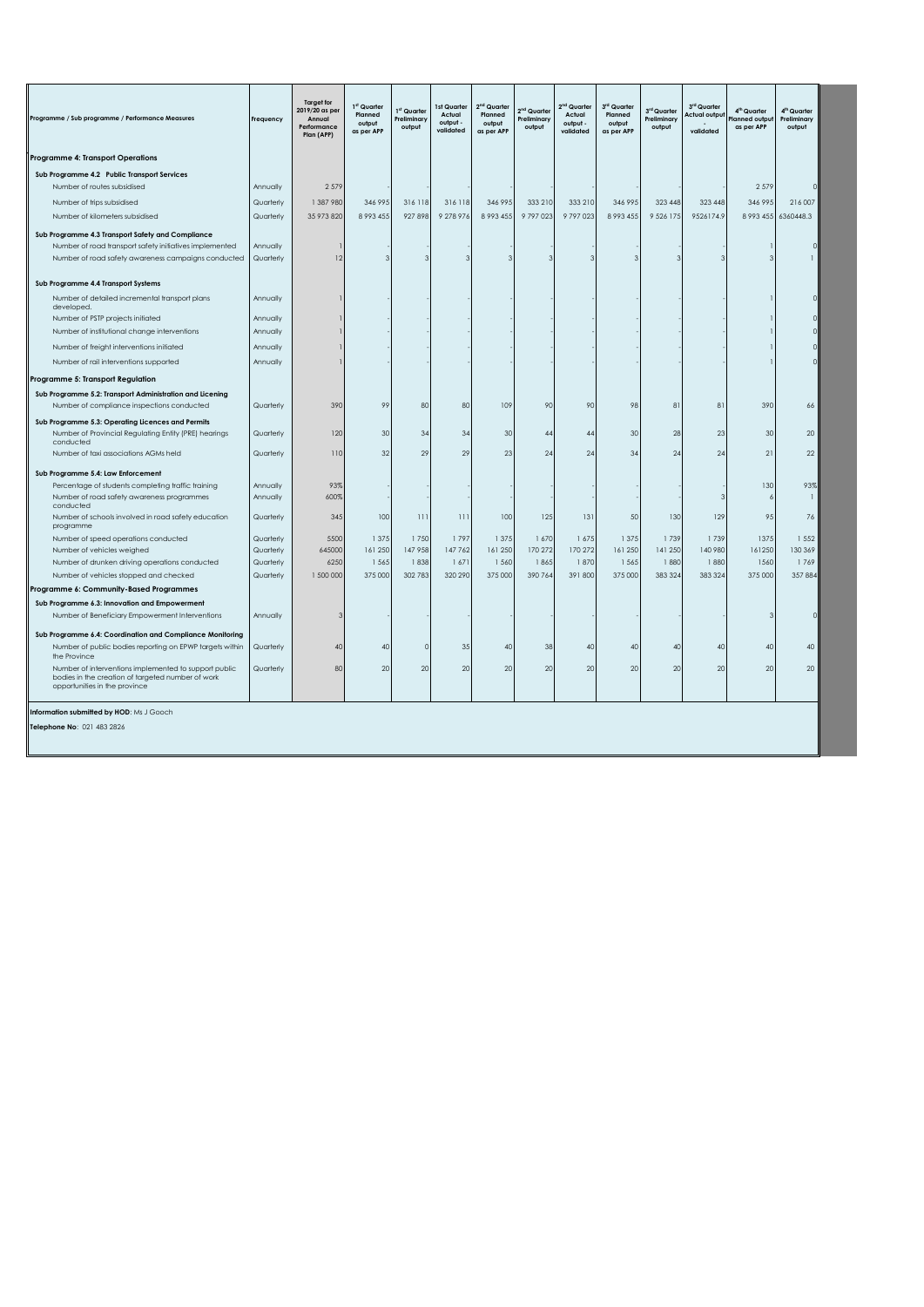| Programme / Sub programme / Performance Measures | Frequency | Target for 2019/20 as per Annual Performance Plan (APP) | 1st Quarter Planned output as per APP | 1st Quarter Preliminary output | 1st Quarter Actual output - validated | 2nd Quarter Planned output as per APP | 2nd Quarter Preliminary output | 2nd Quarter Actual output - validated | 3rd Quarter Planned output as per APP | 3rd Quarter Preliminary output | 3rd Quarter Actual output - validated | 4th Quarter Planned output as per APP | 4th Quarter Preliminary output |
|---|---|---|---|---|---|---|---|---|---|---|---|---|---|
| **Programme 4: Transport Operations** | | | | | | | | | | | | | |
| **Sub Programme 4.2 Public Transport Services** | | | | | | | | | | | | | |
| Number of routes subsidised | Annually | 2 579 | - | - | - | - | - | - | - | - | - | 2 579 | 0 |
| Number of trips subsidised | Quarterly | 1 387 980 | 346 995 | 316 118 | 316 118 | 346 995 | 333 210 | 333 210 | 346 995 | 323 448 | 323 448 | 346 995 | 216 007 |
| Number of kilometers subsidised | Quarterly | 35 973 820 | 8 993 455 | 927 898 | 9 278 976 | 8 993 455 | 9 797 023 | 9 797 023 | 8 993 455 | 9 526 175 | 9526174.9 | 8 993 455 | 6360448.3 |
| **Sub Programme 4.3 Transport Safety and Compliance** | | | | | | | | | | | | | |
| Number of road transport safety initiatives implemented | Annually | 1 | - | - | - | - | - | - | - | - | - | 1 | 0 |
| Number of road safety awareness campaigns conducted | Quarterly | 12 | 3 | 3 | 3 | 3 | 3 | 3 | 3 | 3 | 3 | 3 | 1 |
| **Sub Programme 4.4 Transport Systems** | | | | | | | | | | | | | |
| Number of detailed incremental transport plans developed. | Annually | 1 | - | - | - | - | - | - | - | - | - | 1 | 0 |
| Number of PSTP projects initiated | Annually | 1 | - | - | - | - | - | - | - | - | - | 1 | 0 |
| Number of institutional change interventions | Annually | 1 | - | - | - | - | - | - | - | - | - | 1 | 0 |
| Number of freight interventions initiated | Annually | 1 | - | - | - | - | - | - | - | - | - | 1 | 0 |
| Number of rail interventions supported | Annually | 1 | - | - | - | - | - | - | - | - | - | 1 | 0 |
| **Programme 5: Transport Regulation** | | | | | | | | | | | | | |
| **Sub Programme 5.2: Transport Administration and Licening** | | | | | | | | | | | | | |
| Number of compliance inspections conducted | Quarterly | 390 | 99 | 80 | 80 | 109 | 90 | 90 | 98 | 81 | 81 | 390 | 66 |
| **Sub Programme 5.3: Operating Licences and Permits** | | | | | | | | | | | | | |
| Number of Provincial Regulating Entity (PRE) hearings conducted | Quarterly | 120 | 30 | 34 | 34 | 30 | 44 | 44 | 30 | 28 | 23 | 30 | 20 |
| Number of taxi associations AGMs held | Quarterly | 110 | 32 | 29 | 29 | 23 | 24 | 24 | 34 | 24 | 24 | 21 | 22 |
| **Sub Programme 5.4: Law Enforcement** | | | | | | | | | | | | | |
| Percentage of students completing traffic training | Annually | 93% | - | - | - | - | - | - | - | - | - | 130 | 93% |
| Number of road safety awareness programmes conducted | Annually | 600% | - | - | - | - | - | - | - | - | 3 | 6 | 1 |
| Number of schools involved in road safety education programme | Quarterly | 345 | 100 | 111 | 111 | 100 | 125 | 131 | 50 | 130 | 129 | 95 | 76 |
| Number of speed operations conducted | Quarterly | 5500 | 1 375 | 1 750 | 1 797 | 1 375 | 1 670 | 1 675 | 1 375 | 1 739 | 1 739 | 1375 | 1 552 |
| Number of vehicles weighed | Quarterly | 645000 | 161 250 | 147 958 | 147 762 | 161 250 | 170 272 | 170 272 | 161 250 | 141 250 | 140 980 | 161250 | 130 369 |
| Number of drunken driving operations conducted | Quarterly | 6250 | 1 565 | 1 838 | 1 671 | 1 560 | 1 865 | 1 870 | 1 565 | 1 880 | 1 880 | 1560 | 1 769 |
| Number of vehicles stopped and checked | Quarterly | 1 500 000 | 375 000 | 302 783 | 320 290 | 375 000 | 390 764 | 391 800 | 375 000 | 383 324 | 383 324 | 375 000 | 357 884 |
| **Programme 6: Community-Based Programmes** | | | | | | | | | | | | | |
| **Sub Programme 6.3: Innovation and Empowerment** | | | | | | | | | | | | | |
| Number of Beneficiary Empowerment Interventions | Annually | 3 | - | - | - | - | - | - | - | - | - | 3 | 0 |
| **Sub Programme 6.4: Coordination and Compliance Monitoring** | | | | | | | | | | | | | |
| Number of public bodies reporting on EPWP targets within the Province | Quarterly | 40 | 40 | 0 | 35 | 40 | 38 | 40 | 40 | 40 | 40 | 40 | 40 |
| Number of interventions implemented to support public bodies in the creation of targeted number of work opportunities in the province | Quarterly | 80 | 20 | 20 | 20 | 20 | 20 | 20 | 20 | 20 | 20 | 20 | 20 |

**Information submitted by HOD**: Ms J Gooch

**Telephone No**: 021 483 2826